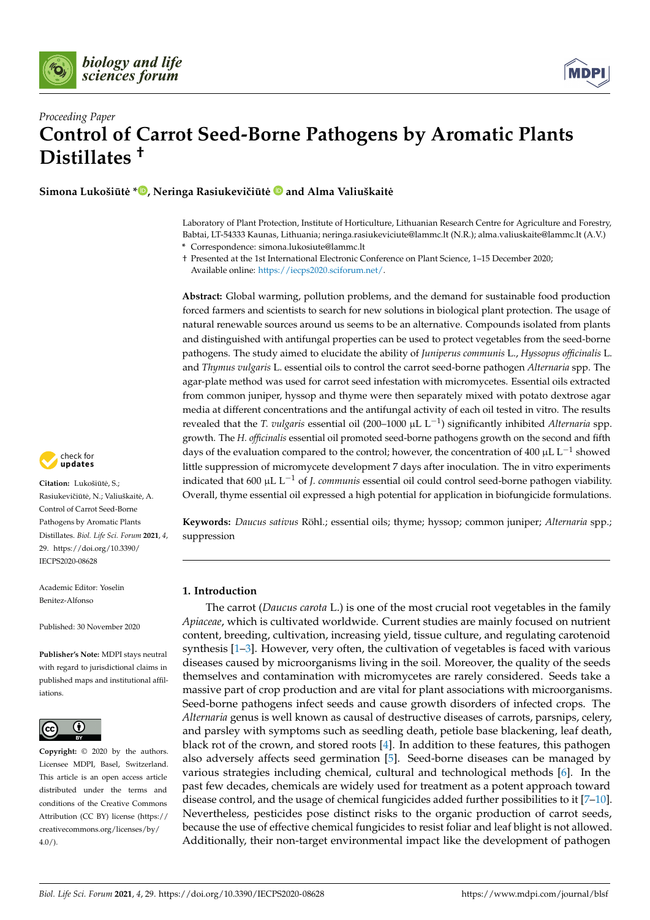*Proceeding Paper*

# Control of Carrot Seed-Borne Pathogens by Aromatic Plants Distillates †

**Simona Lukošiūtė *, Neringa Rasiukevičiūtė and Alma Valiuškaitė**

Laboratory of Plant Protection, Institute of Horticulture, Lithuanian Research Centre for Agriculture and Forestry, Babtai, LT-54333 Kaunas, Lithuania; neringa.rasiukeviciute@lammc.lt (N.R.); alma.valiuskaite@lammc.lt (A.V.)

\* Correspondence: simona.lukosiute@lammc.lt

† Presented at the 1st International Electronic Conference on Plant Science, 1–15 December 2020; Available online: https://iecps2020.sciforum.net/.

**Abstract:** Global warming, pollution problems, and the demand for sustainable food production forced farmers and scientists to search for new solutions in biological plant protection. The usage of natural renewable sources around us seems to be an alternative. Compounds isolated from plants and distinguished with antifungal properties can be used to protect vegetables from the seed-borne pathogens. The study aimed to elucidate the ability of *Juniperus communis* L., *Hyssopus officinalis* L. and *Thymus vulgaris* L. essential oils to control the carrot seed-borne pathogen *Alternaria* spp. The agar-plate method was used for carrot seed infestation with micromycetes. Essential oils extracted from common juniper, hyssop and thyme were then separately mixed with potato dextrose agar media at different concentrations and the antifungal activity of each oil tested in vitro. The results revealed that the *T. vulgaris* essential oil (200–1000 μL $L^{-1}$) significantly inhibited *Alternaria* spp. growth. The *H. officinalis* essential oil promoted seed-borne pathogens growth on the second and fifth days of the evaluation compared to the control; however, the concentration of 400 μL $L^{-1}$ showed little suppression of micromycete development 7 days after inoculation. The in vitro experiments indicated that 600 μL $L^{-1}$ of *J. communis* essential oil could control seed-borne pathogen viability. Overall, thyme essential oil expressed a high potential for application in biofungicide formulations.

**Keywords:** *Daucus sativus* Röhl.; essential oils; thyme; hyssop; common juniper; *Alternaria* spp.; suppression

**Citation:** Lukošiūtė, S.; Rasiukevičiūtė, N.; Valiuškaitė, A. Control of Carrot Seed-Borne Pathogens by Aromatic Plants Distillates. *Biol. Life Sci. Forum* **2021**, *4*, 29. https://doi.org/10.3390/IECPS2020-08628

Academic Editor: Yoselin Benitez-Alfonso

Published: 30 November 2020

**Publisher's Note:** MDPI stays neutral with regard to jurisdictional claims in published maps and institutional affiliations.

**Copyright:** © 2020 by the authors. Licensee MDPI, Basel, Switzerland. This article is an open access article distributed under the terms and conditions of the Creative Commons Attribution (CC BY) license (https://creativecommons.org/licenses/by/4.0/).

## 1. Introduction

The carrot (*Daucus carota* L.) is one of the most crucial root vegetables in the family *Apiaceae*, which is cultivated worldwide. Current studies are mainly focused on nutrient content, breeding, cultivation, increasing yield, tissue culture, and regulating carotenoid synthesis [1–3]. However, very often, the cultivation of vegetables is faced with various diseases caused by microorganisms living in the soil. Moreover, the quality of the seeds themselves and contamination with micromycetes are rarely considered. Seeds take a massive part of crop production and are vital for plant associations with microorganisms. Seed-borne pathogens infect seeds and cause growth disorders of infected crops. The *Alternaria* genus is well known as causal of destructive diseases of carrots, parsnips, celery, and parsley with symptoms such as seedling death, petiole base blackening, leaf death, black rot of the crown, and stored roots [4]. In addition to these features, this pathogen also adversely affects seed germination [5]. Seed-borne diseases can be managed by various strategies including chemical, cultural and technological methods [6]. In the past few decades, chemicals are widely used for treatment as a potent approach toward disease control, and the usage of chemical fungicides added further possibilities to it [7–10]. Nevertheless, pesticides pose distinct risks to the organic production of carrot seeds, because the use of effective chemical fungicides to resist foliar and leaf blight is not allowed. Additionally, their non-target environmental impact like the development of pathogen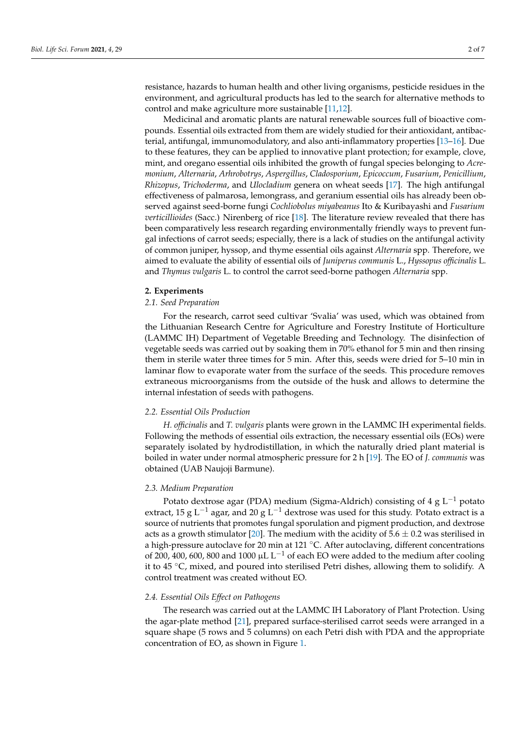resistance, hazards to human health and other living organisms, pesticide residues in the environment, and agricultural products has led to the search for alternative methods to control and make agriculture more sustainable [11,12].

Medicinal and aromatic plants are natural renewable sources full of bioactive compounds. Essential oils extracted from them are widely studied for their antioxidant, antibacterial, antifungal, immunomodulatory, and also anti-inflammatory properties [13–16]. Due to these features, they can be applied to innovative plant protection; for example, clove, mint, and oregano essential oils inhibited the growth of fungal species belonging to *Acremonium*, *Alternaria*, *Arhrobotrys*, *Aspergillus*, *Cladosporium*, *Epicoccum*, *Fusarium*, *Penicillium*, *Rhizopus*, *Trichoderma*, and *Ulocladium* genera on wheat seeds [17]. The high antifungal effectiveness of palmarosa, lemongrass, and geranium essential oils has already been observed against seed-borne fungi *Cochliobolus miyabeanus* Ito & Kuribayashi and *Fusarium verticillioides* (Sacc.) Nirenberg of rice [18]. The literature review revealed that there has been comparatively less research regarding environmentally friendly ways to prevent fungal infections of carrot seeds; especially, there is a lack of studies on the antifungal activity of common juniper, hyssop, and thyme essential oils against *Alternaria* spp. Therefore, we aimed to evaluate the ability of essential oils of *Juniperus communis* L., *Hyssopus officinalis* L. and *Thymus vulgaris* L. to control the carrot seed-borne pathogen *Alternaria* spp.

## 2. Experiments

### 2.1. Seed Preparation

For the research, carrot seed cultivar 'Svalia' was used, which was obtained from the Lithuanian Research Centre for Agriculture and Forestry Institute of Horticulture (LAMMC IH) Department of Vegetable Breeding and Technology. The disinfection of vegetable seeds was carried out by soaking them in 70% ethanol for 5 min and then rinsing them in sterile water three times for 5 min. After this, seeds were dried for 5–10 min in laminar flow to evaporate water from the surface of the seeds. This procedure removes extraneous microorganisms from the outside of the husk and allows to determine the internal infestation of seeds with pathogens.

### 2.2. Essential Oils Production

*H. officinalis* and *T. vulgaris* plants were grown in the LAMMC IH experimental fields. Following the methods of essential oils extraction, the necessary essential oils (EOs) were separately isolated by hydrodistillation, in which the naturally dried plant material is boiled in water under normal atmospheric pressure for 2 h [19]. The EO of *J. communis* was obtained (UAB Naujoji Barmune).

### 2.3. Medium Preparation

Potato dextrose agar (PDA) medium (Sigma-Aldrich) consisting of 4 g $L^{-1}$ potato extract, 15 g $L^{-1}$ agar, and 20 g $L^{-1}$ dextrose was used for this study. Potato extract is a source of nutrients that promotes fungal sporulation and pigment production, and dextrose acts as a growth stimulator [20]. The medium with the acidity of $5.6 \pm 0.2$ was sterilised in a high-pressure autoclave for 20 min at 121 °C. After autoclaving, different concentrations of 200, 400, 600, 800 and 1000 μL $L^{-1}$ of each EO were added to the medium after cooling it to 45 °C, mixed, and poured into sterilised Petri dishes, allowing them to solidify. A control treatment was created without EO.

### 2.4. Essential Oils Effect on Pathogens

The research was carried out at the LAMMC IH Laboratory of Plant Protection. Using the agar-plate method [21], prepared surface-sterilised carrot seeds were arranged in a square shape (5 rows and 5 columns) on each Petri dish with PDA and the appropriate concentration of EO, as shown in Figure 1.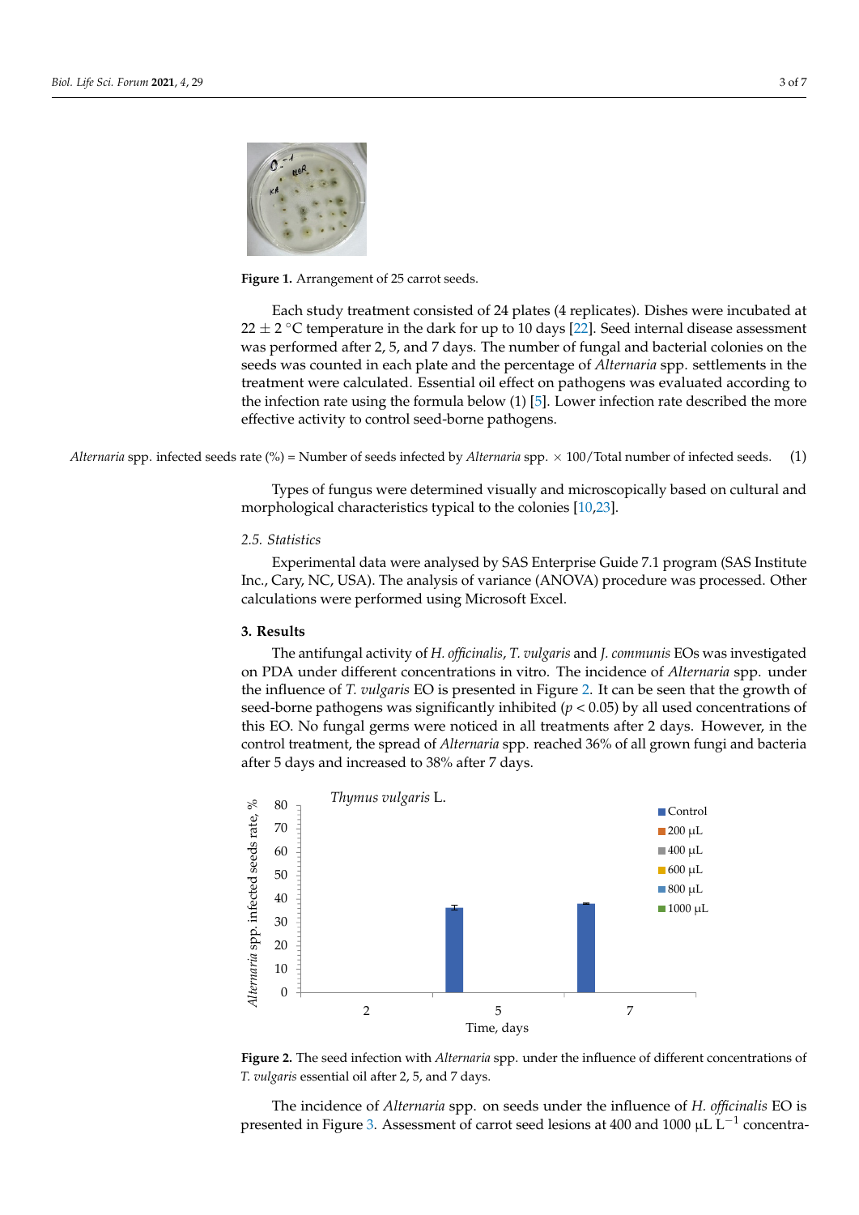Figure 1. Arrangement of 25 carrot seeds.

Each study treatment consisted of 24 plates (4 replicates). Dishes were incubated at 22 ± 2 °C temperature in the dark for up to 10 days [22]. Seed internal disease assessment was performed after 2, 5, and 7 days. The number of fungal and bacterial colonies on the seeds was counted in each plate and the percentage of *Alternaria* spp. settlements in the treatment were calculated. Essential oil effect on pathogens was evaluated according to the infection rate using the formula below (1) [5]. Lower infection rate described the more effective activity to control seed-borne pathogens.

$$\textit{Alternaria}\text{ spp. infected seeds rate (\%)} = \text{Number of seeds infected by } \textit{Alternaria}\text{ spp.} \times 100/\text{Total number of infected seeds.} \quad (1)$$

Types of fungus were determined visually and microscopically based on cultural and morphological characteristics typical to the colonies [10,23].

### 2.5. Statistics

Experimental data were analysed by SAS Enterprise Guide 7.1 program (SAS Institute Inc., Cary, NC, USA). The analysis of variance (ANOVA) procedure was processed. Other calculations were performed using Microsoft Excel.

## 3. Results

The antifungal activity of *H. officinalis*, *T. vulgaris* and *J. communis* EOs was investigated on PDA under different concentrations in vitro. The incidence of *Alternaria* spp. under the influence of *T. vulgaris* EO is presented in Figure 2. It can be seen that the growth of seed-borne pathogens was significantly inhibited ($p < 0.05$) by all used concentrations of this EO. No fungal germs were noticed in all treatments after 2 days. However, in the control treatment, the spread of *Alternaria* spp. reached 36% of all grown fungi and bacteria after 5 days and increased to 38% after 7 days.

Figure 2. The seed infection with *Alternaria* spp. under the influence of different concentrations of *T. vulgaris* essential oil after 2, 5, and 7 days.

The incidence of *Alternaria* spp. on seeds under the influence of *H. officinalis* EO is presented in Figure 3. Assessment of carrot seed lesions at 400 and 1000 μL $L^{-1}$ concentra-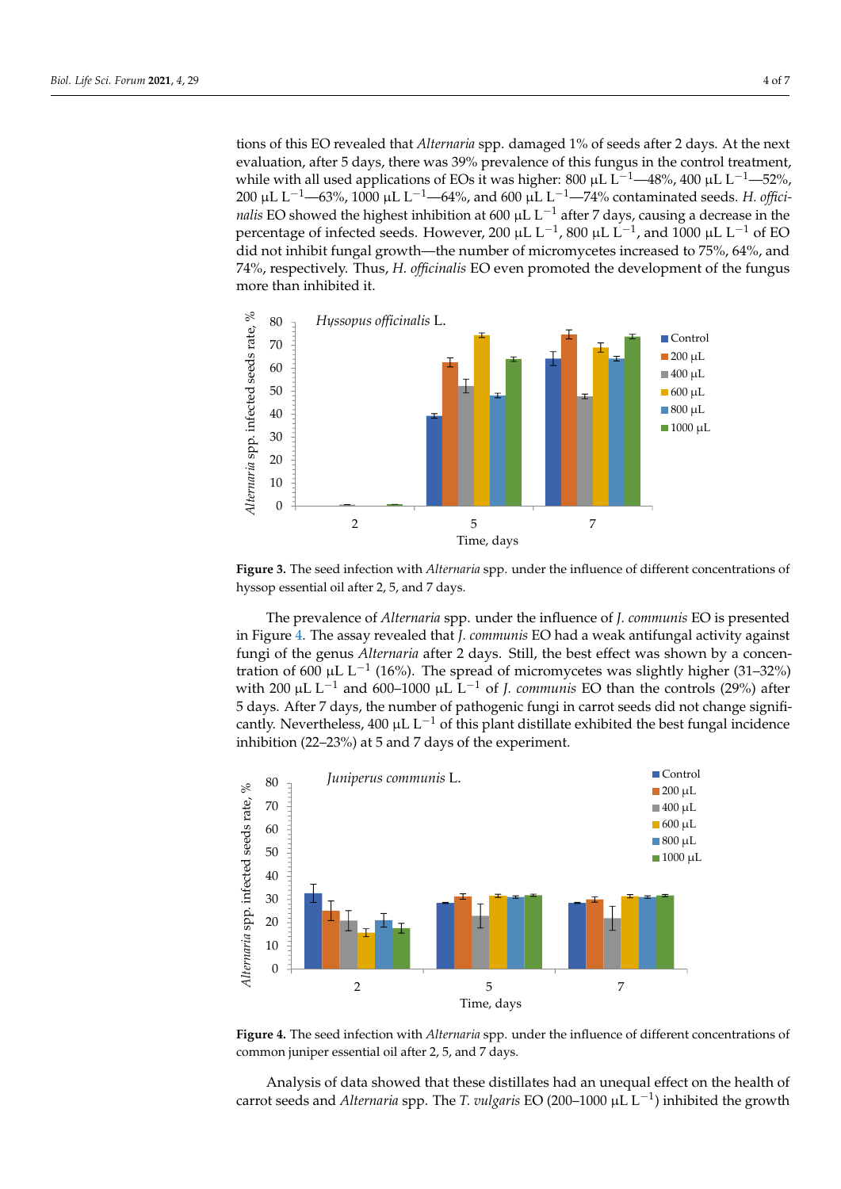tions of this EO revealed that *Alternaria* spp. damaged 1% of seeds after 2 days. At the next evaluation, after 5 days, there was 39% prevalence of this fungus in the control treatment, while with all used applications of EOs it was higher: 800 μL $L^{-1}$—48%, 400 μL $L^{-1}$—52%, 200 μL $L^{-1}$—63%, 1000 μL $L^{-1}$—64%, and 600 μL $L^{-1}$—74% contaminated seeds. *H. officinalis* EO showed the highest inhibition at 600 μL $L^{-1}$ after 7 days, causing a decrease in the percentage of infected seeds. However, 200 μL $L^{-1}$, 800 μL $L^{-1}$, and 1000 μL $L^{-1}$ of EO did not inhibit fungal growth—the number of micromycetes increased to 75%, 64%, and 74%, respectively. Thus, *H. officinalis* EO even promoted the development of the fungus more than inhibited it.

**Figure 3.** The seed infection with *Alternaria* spp. under the influence of different concentrations of hyssop essential oil after 2, 5, and 7 days.

The prevalence of *Alternaria* spp. under the influence of *J. communis* EO is presented in Figure 4. The assay revealed that *J. communis* EO had a weak antifungal activity against fungi of the genus *Alternaria* after 2 days. Still, the best effect was shown by a concentration of 600 μL $L^{-1}$ (16%). The spread of micromycetes was slightly higher (31–32%) with 200 μL $L^{-1}$ and 600–1000 μL $L^{-1}$ of *J. communis* EO than the controls (29%) after 5 days. After 7 days, the number of pathogenic fungi in carrot seeds did not change significantly. Nevertheless, 400 μL $L^{-1}$ of this plant distillate exhibited the best fungal incidence inhibition (22–23%) at 5 and 7 days of the experiment.

**Figure 4.** The seed infection with *Alternaria* spp. under the influence of different concentrations of common juniper essential oil after 2, 5, and 7 days.

Analysis of data showed that these distillates had an unequal effect on the health of carrot seeds and *Alternaria* spp. The *T. vulgaris* EO (200–1000 μL $L^{-1}$) inhibited the growth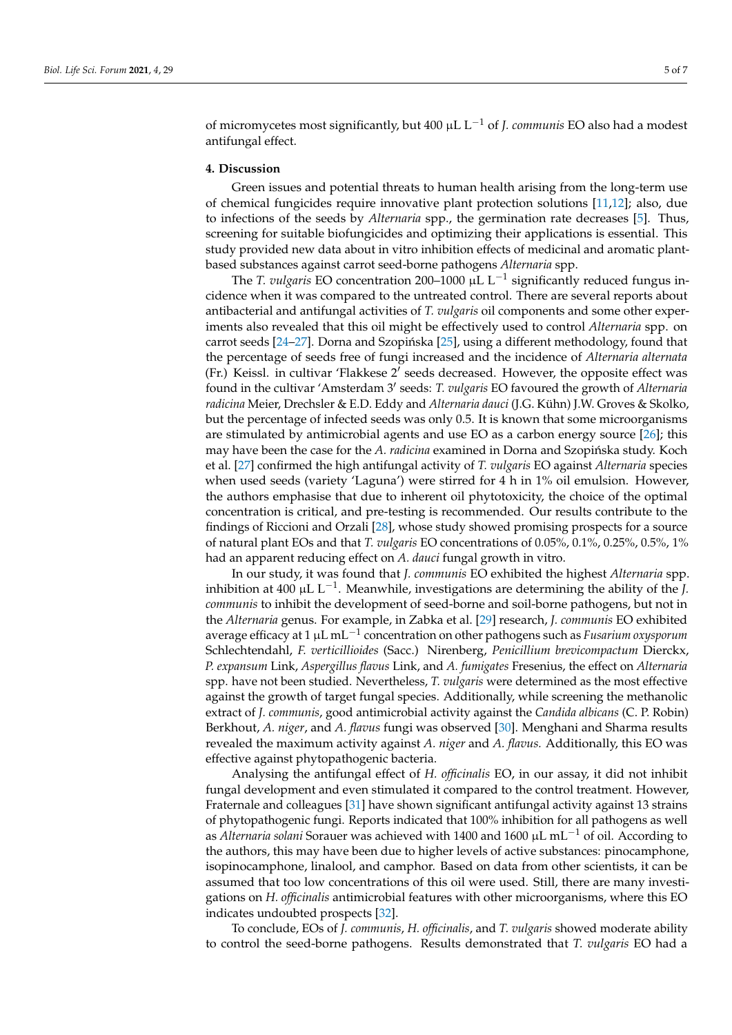of micromycetes most significantly, but 400 $\mu L\ L^{-1}$ of *J. communis* EO also had a modest antifungal effect.

## 4. Discussion

Green issues and potential threats to human health arising from the long-term use of chemical fungicides require innovative plant protection solutions [11,12]; also, due to infections of the seeds by *Alternaria* spp., the germination rate decreases [5]. Thus, screening for suitable biofungicides and optimizing their applications is essential. This study provided new data about in vitro inhibition effects of medicinal and aromatic plant-based substances against carrot seed-borne pathogens *Alternaria* spp.

The *T. vulgaris* EO concentration 200–1000 $\mu L\ L^{-1}$ significantly reduced fungus incidence when it was compared to the untreated control. There are several reports about antibacterial and antifungal activities of *T. vulgaris* oil components and some other experiments also revealed that this oil might be effectively used to control *Alternaria* spp. on carrot seeds [24–27]. Dorna and Szopińska [25], using a different methodology, found that the percentage of seeds free of fungi increased and the incidence of *Alternaria alternata* (Fr.) Keissl. in cultivar 'Flakkese 2′ seeds decreased. However, the opposite effect was found in the cultivar 'Amsterdam 3′ seeds: *T. vulgaris* EO favoured the growth of *Alternaria radicina* Meier, Drechsler & E.D. Eddy and *Alternaria dauci* (J.G. Kühn) J.W. Groves & Skolko, but the percentage of infected seeds was only 0.5. It is known that some microorganisms are stimulated by antimicrobial agents and use EO as a carbon energy source [26]; this may have been the case for the *A. radicina* examined in Dorna and Szopińska study. Koch et al. [27] confirmed the high antifungal activity of *T. vulgaris* EO against *Alternaria* species when used seeds (variety 'Laguna') were stirred for 4 h in 1% oil emulsion. However, the authors emphasise that due to inherent oil phytotoxicity, the choice of the optimal concentration is critical, and pre-testing is recommended. Our results contribute to the findings of Riccioni and Orzali [28], whose study showed promising prospects for a source of natural plant EOs and that *T. vulgaris* EO concentrations of 0.05%, 0.1%, 0.25%, 0.5%, 1% had an apparent reducing effect on *A. dauci* fungal growth in vitro.

In our study, it was found that *J. communis* EO exhibited the highest *Alternaria* spp. inhibition at 400 $\mu L\ L^{-1}$. Meanwhile, investigations are determining the ability of the *J. communis* to inhibit the development of seed-borne and soil-borne pathogens, but not in the *Alternaria* genus. For example, in Zabka et al. [29] research, *J. communis* EO exhibited average efficacy at 1 $\mu L\ mL^{-1}$ concentration on other pathogens such as *Fusarium oxysporum* Schlechtendahl, *F. verticillioides* (Sacc.) Nirenberg, *Penicillium brevicompactum* Dierckx, *P. expansum* Link, *Aspergillus flavus* Link, and *A. fumigates* Fresenius, the effect on *Alternaria* spp. have not been studied. Nevertheless, *T. vulgaris* were determined as the most effective against the growth of target fungal species. Additionally, while screening the methanolic extract of *J. communis*, good antimicrobial activity against the *Candida albicans* (C. P. Robin) Berkhout, *A. niger*, and *A. flavus* fungi was observed [30]. Menghani and Sharma results revealed the maximum activity against *A. niger* and *A. flavus.* Additionally, this EO was effective against phytopathogenic bacteria.

Analysing the antifungal effect of *H. officinalis* EO, in our assay, it did not inhibit fungal development and even stimulated it compared to the control treatment. However, Fraternale and colleagues [31] have shown significant antifungal activity against 13 strains of phytopathogenic fungi. Reports indicated that 100% inhibition for all pathogens as well as *Alternaria solani* Sorauer was achieved with 1400 and 1600 $\mu L\ mL^{-1}$ of oil. According to the authors, this may have been due to higher levels of active substances: pinocamphone, isopinocamphone, linalool, and camphor. Based on data from other scientists, it can be assumed that too low concentrations of this oil were used. Still, there are many investigations on *H. officinalis* antimicrobial features with other microorganisms, where this EO indicates undoubted prospects [32].

To conclude, EOs of *J. communis*, *H. officinalis*, and *T. vulgaris* showed moderate ability to control the seed-borne pathogens. Results demonstrated that *T. vulgaris* EO had a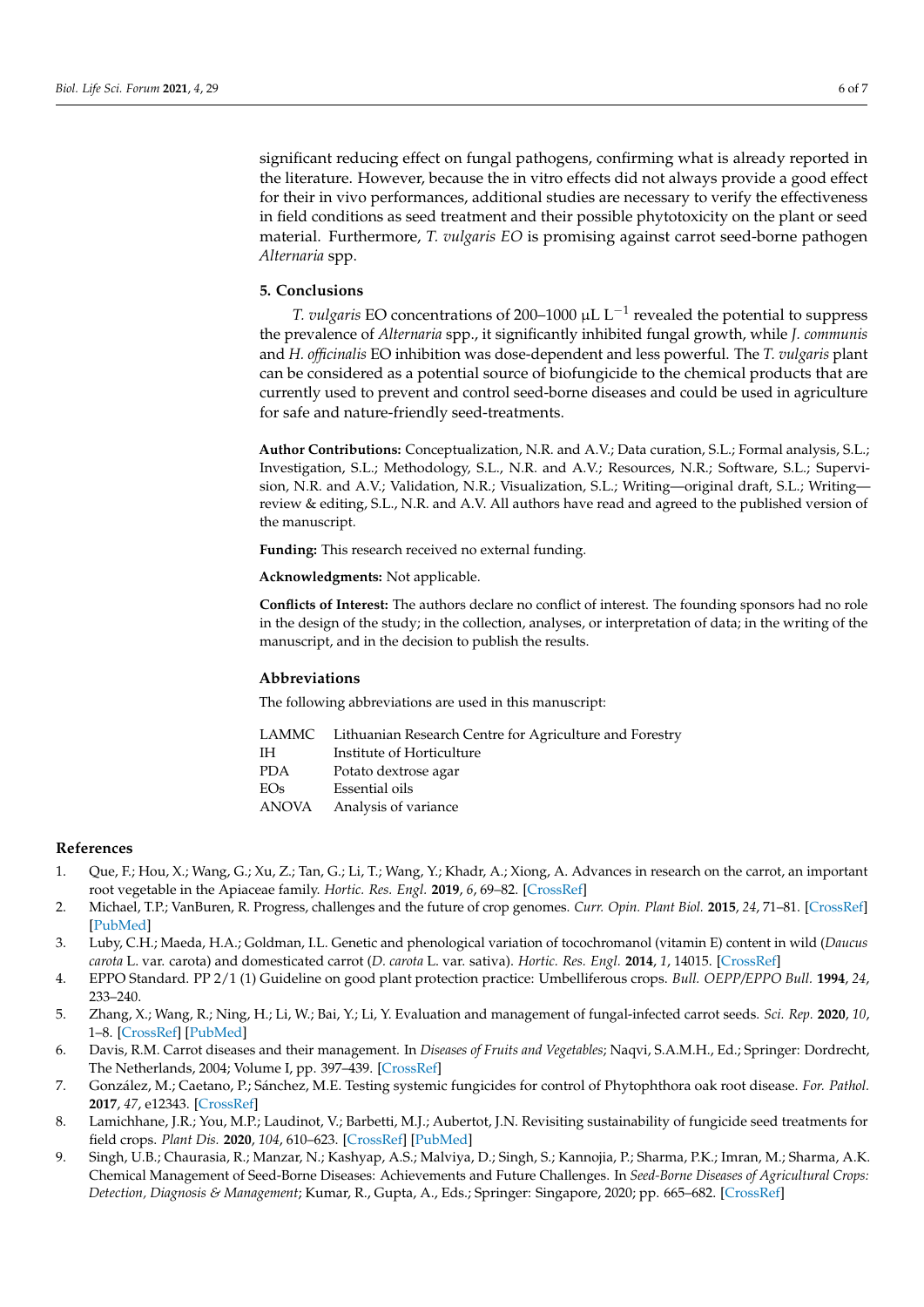significant reducing effect on fungal pathogens, confirming what is already reported in the literature. However, because the in vitro effects did not always provide a good effect for their in vivo performances, additional studies are necessary to verify the effectiveness in field conditions as seed treatment and their possible phytotoxicity on the plant or seed material. Furthermore, *T. vulgaris EO* is promising against carrot seed-borne pathogen *Alternaria* spp.

## 5. Conclusions

*T. vulgaris* EO concentrations of 200–1000 µL $L^{-1}$ revealed the potential to suppress the prevalence of *Alternaria* spp., it significantly inhibited fungal growth, while *J. communis* and *H. officinalis* EO inhibition was dose-dependent and less powerful. The *T. vulgaris* plant can be considered as a potential source of biofungicide to the chemical products that are currently used to prevent and control seed-borne diseases and could be used in agriculture for safe and nature-friendly seed-treatments.

**Author Contributions:** Conceptualization, N.R. and A.V.; Data curation, S.L.; Formal analysis, S.L.; Investigation, S.L.; Methodology, S.L., N.R. and A.V.; Resources, N.R.; Software, S.L.; Supervision, N.R. and A.V.; Validation, N.R.; Visualization, S.L.; Writing—original draft, S.L.; Writing—review & editing, S.L., N.R. and A.V. All authors have read and agreed to the published version of the manuscript.

**Funding:** This research received no external funding.

**Acknowledgments:** Not applicable.

**Conflicts of Interest:** The authors declare no conflict of interest. The founding sponsors had no role in the design of the study; in the collection, analyses, or interpretation of data; in the writing of the manuscript, and in the decision to publish the results.

## Abbreviations

The following abbreviations are used in this manuscript:

| | |
|---|---|
| LAMMC | Lithuanian Research Centre for Agriculture and Forestry |
| IH | Institute of Horticulture |
| PDA | Potato dextrose agar |
| EOs | Essential oils |
| ANOVA | Analysis of variance |

## References

1. Que, F.; Hou, X.; Wang, G.; Xu, Z.; Tan, G.; Li, T.; Wang, Y.; Khadr, A.; Xiong, A. Advances in research on the carrot, an important root vegetable in the Apiaceae family. *Hortic. Res. Engl.* **2019**, *6*, 69–82. [CrossRef]
2. Michael, T.P.; VanBuren, R. Progress, challenges and the future of crop genomes. *Curr. Opin. Plant Biol.* **2015**, *24*, 71–81. [CrossRef] [PubMed]
3. Luby, C.H.; Maeda, H.A.; Goldman, I.L. Genetic and phenological variation of tocochromanol (vitamin E) content in wild (*Daucus carota* L. var. carota) and domesticated carrot (*D. carota* L. var. sativa). *Hortic. Res. Engl.* **2014**, *1*, 14015. [CrossRef]
4. EPPO Standard. PP 2/1 (1) Guideline on good plant protection practice: Umbelliferous crops. *Bull. OEPP/EPPO Bull.* **1994**, *24*, 233–240.
5. Zhang, X.; Wang, R.; Ning, H.; Li, W.; Bai, Y.; Li, Y. Evaluation and management of fungal-infected carrot seeds. *Sci. Rep.* **2020**, *10*, 1–8. [CrossRef] [PubMed]
6. Davis, R.M. Carrot diseases and their management. In *Diseases of Fruits and Vegetables*; Naqvi, S.A.M.H., Ed.; Springer: Dordrecht, The Netherlands, 2004; Volume I, pp. 397–439. [CrossRef]
7. González, M.; Caetano, P.; Sánchez, M.E. Testing systemic fungicides for control of Phytophthora oak root disease. *For. Pathol.* **2017**, *47*, e12343. [CrossRef]
8. Lamichhane, J.R.; You, M.P.; Laudinot, V.; Barbetti, M.J.; Aubertot, J.N. Revisiting sustainability of fungicide seed treatments for field crops. *Plant Dis.* **2020**, *104*, 610–623. [CrossRef] [PubMed]
9. Singh, U.B.; Chaurasia, R.; Manzar, N.; Kashyap, A.S.; Malviya, D.; Singh, S.; Kannojia, P.; Sharma, P.K.; Imran, M.; Sharma, A.K. Chemical Management of Seed-Borne Diseases: Achievements and Future Challenges. In *Seed-Borne Diseases of Agricultural Crops: Detection, Diagnosis & Management*; Kumar, R., Gupta, A., Eds.; Springer: Singapore, 2020; pp. 665–682. [CrossRef]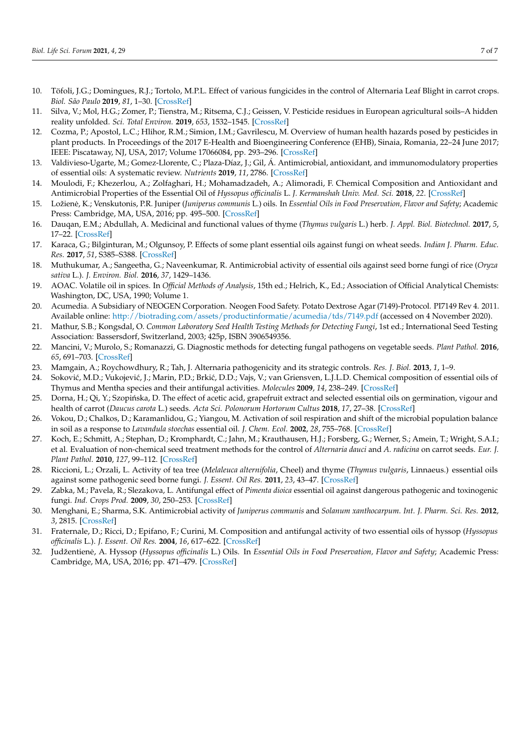10. Töfoli, J.G.; Domingues, R.J.; Tortolo, M.P.L. Effect of various fungicides in the control of Alternaria Leaf Blight in carrot crops. *Biol. São Paulo* **2019**, *81*, 1–30. [CrossRef]
11. Silva, V.; Mol, H.G.; Zomer, P.; Tienstra, M.; Ritsema, C.J.; Geissen, V. Pesticide residues in European agricultural soils–A hidden reality unfolded. *Sci. Total Environ.* **2019**, *653*, 1532–1545. [CrossRef]
12. Cozma, P.; Apostol, L.C.; Hlihor, R.M.; Simion, I.M.; Gavrilescu, M. Overview of human health hazards posed by pesticides in plant products. In Proceedings of the 2017 E-Health and Bioengineering Conference (EHB), Sinaia, Romania, 22–24 June 2017; IEEE: Piscataway, NJ, USA, 2017; Volume 17066084, pp. 293–296. [CrossRef]
13. Valdivieso-Ugarte, M.; Gomez-Llorente, C.; Plaza-Díaz, J.; Gil, Á. Antimicrobial, antioxidant, and immunomodulatory properties of essential oils: A systematic review. *Nutrients* **2019**, *11*, 2786. [CrossRef]
14. Moulodi, F.; Khezerlou, A.; Zolfaghari, H.; Mohamadzadeh, A.; Alimoradi, F. Chemical Composition and Antioxidant and Antimicrobial Properties of the Essential Oil of *Hyssopus officinalis* L. *J. Kermanshah Univ. Med. Sci.* **2018**, *22*. [CrossRef]
15. Ložienė, K.; Venskutonis, P.R. Juniper (*Juniperus communis* L.) oils. In *Essential Oils in Food Preservation, Flavor and Safety*; Academic Press: Cambridge, MA, USA, 2016; pp. 495–500. [CrossRef]
16. Dauqan, E.M.; Abdullah, A. Medicinal and functional values of thyme (*Thymus vulgaris* L.) herb. *J. Appl. Biol. Biotechnol.* **2017**, *5*, 17–22. [CrossRef]
17. Karaca, G.; Bilginturan, M.; Olgunsoy, P. Effects of some plant essential oils against fungi on wheat seeds. *Indian J. Pharm. Educ. Res.* **2017**, *51*, S385–S388. [CrossRef]
18. Muthukumar, A.; Sangeetha, G.; Naveenkumar, R. Antimicrobial activity of essential oils against seed borne fungi of rice (*Oryza sativa* L.). *J. Environ. Biol.* **2016**, *37*, 1429–1436.
19. AOAC. Volatile oil in spices. In *Official Methods of Analysis*, 15th ed.; Helrich, K., Ed.; Association of Official Analytical Chemists: Washington, DC, USA, 1990; Volume 1.
20. Acumedia. A Subsidiary of NEOGEN Corporation. Neogen Food Safety. Potato Dextrose Agar (7149)-Protocol. PI7149 Rev 4. 2011. Available online: http://biotrading.com/assets/productinformatie/acumedia/tds/7149.pdf (accessed on 4 November 2020).
21. Mathur, S.B.; Kongsdal, O. *Common Laboratory Seed Health Testing Methods for Detecting Fungi*, 1st ed.; International Seed Testing Association: Bassersdorf, Switzerland, 2003; 425p, ISBN 3906549356.
22. Mancini, V.; Murolo, S.; Romanazzi, G. Diagnostic methods for detecting fungal pathogens on vegetable seeds. *Plant Pathol.* **2016**, *65*, 691–703. [CrossRef]
23. Mamgain, A.; Roychowdhury, R.; Tah, J. Alternaria pathogenicity and its strategic controls. *Res. J. Biol.* **2013**, *1*, 1–9.
24. Soković, M.D.; Vukojević, J.; Marin, P.D.; Brkić, D.D.; Vajs, V.; van Griensven, L.J.L.D. Chemical composition of essential oils of Thymus and Mentha species and their antifungal activities. *Molecules* **2009**, *14*, 238–249. [CrossRef]
25. Dorna, H.; Qi, Y.; Szopińska, D. The effect of acetic acid, grapefruit extract and selected essential oils on germination, vigour and health of carrot (*Daucus carota* L.) seeds. *Acta Sci. Polonorum Hortorum Cultus* **2018**, *17*, 27–38. [CrossRef]
26. Vokou, D.; Chalkos, D.; Karamanlidou, G.; Yiangou, M. Activation of soil respiration and shift of the microbial population balance in soil as a response to *Lavandula stoechas* essential oil. *J. Chem. Ecol.* **2002**, *28*, 755–768. [CrossRef]
27. Koch, E.; Schmitt, A.; Stephan, D.; Kromphardt, C.; Jahn, M.; Krauthausen, H.J.; Forsberg, G.; Werner, S.; Amein, T.; Wright, S.A.I.; et al. Evaluation of non-chemical seed treatment methods for the control of *Alternaria dauci* and *A. radicina* on carrot seeds. *Eur. J. Plant Pathol.* **2010**, *127*, 99–112. [CrossRef]
28. Riccioni, L.; Orzali, L. Activity of tea tree (*Melaleuca alternifolia*, Cheel) and thyme (*Thymus vulgaris*, Linnaeus.) essential oils against some pathogenic seed borne fungi. *J. Essent. Oil Res.* **2011**, *23*, 43–47. [CrossRef]
29. Zabka, M.; Pavela, R.; Slezakova, L. Antifungal effect of *Pimenta dioica* essential oil against dangerous pathogenic and toxinogenic fungi. *Ind. Crops Prod.* **2009**, *30*, 250–253. [CrossRef]
30. Menghani, E.; Sharma, S.K. Antimicrobial activity of *Juniperus communis* and *Solanum xanthocarpum*. *Int. J. Pharm. Sci. Res.* **2012**, *3*, 2815. [CrossRef]
31. Fraternale, D.; Ricci, D.; Epifano, F.; Curini, M. Composition and antifungal activity of two essential oils of hyssop (*Hyssopus officinalis* L.). *J. Essent. Oil Res.* **2004**, *16*, 617–622. [CrossRef]
32. Judžentienė, A. Hyssop (*Hyssopus officinalis* L.) Oils. In *Essential Oils in Food Preservation, Flavor and Safety*; Academic Press: Cambridge, MA, USA, 2016; pp. 471–479. [CrossRef]